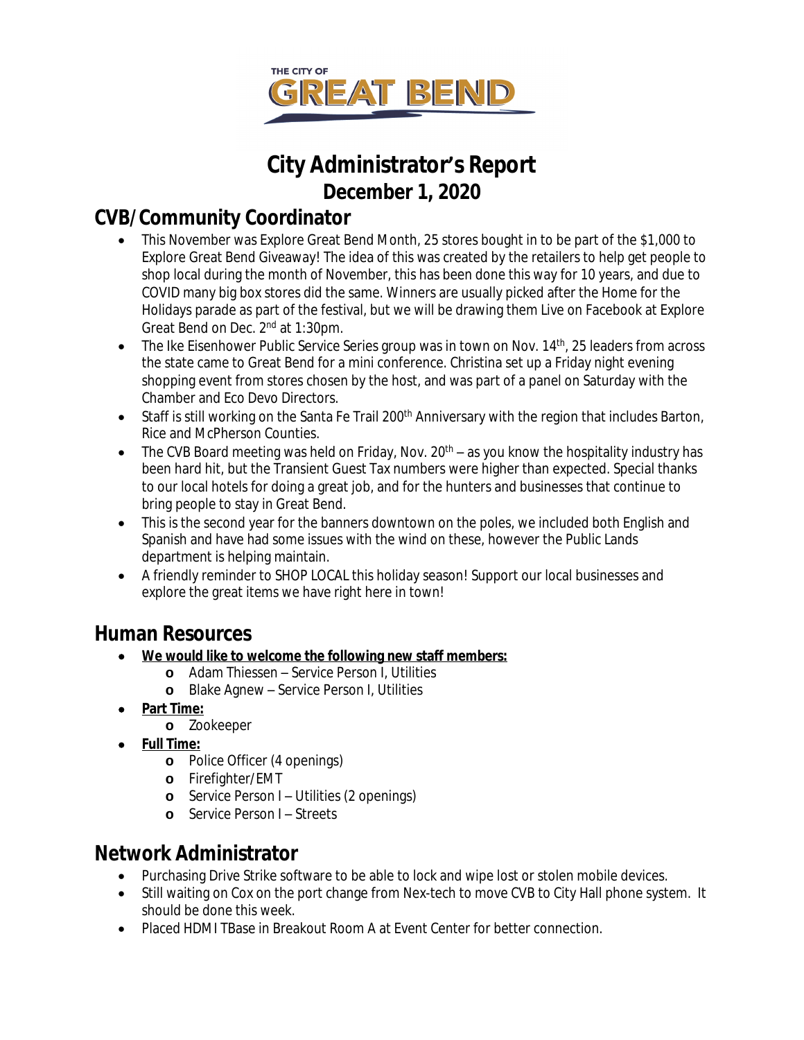THE CITY OF GREAT BEND

# City Administrator's Report
## December 1, 2020

## CVB/Community Coordinator

- This November was Explore Great Bend Month, 25 stores bought in to be part of the $1,000 to Explore Great Bend Giveaway! The idea of this was created by the retailers to help get people to shop local during the month of November, this has been done this way for 10 years, and due to COVID many big box stores did the same. Winners are usually picked after the Home for the Holidays parade as part of the festival, but we will be drawing them Live on Facebook at Explore Great Bend on Dec. 2nd at 1:30pm.
- The Ike Eisenhower Public Service Series group was in town on Nov. 14th, 25 leaders from across the state came to Great Bend for a mini conference. Christina set up a Friday night evening shopping event from stores chosen by the host, and was part of a panel on Saturday with the Chamber and Eco Devo Directors.
- Staff is still working on the Santa Fe Trail 200th Anniversary with the region that includes Barton, Rice and McPherson Counties.
- The CVB Board meeting was held on Friday, Nov. 20th – as you know the hospitality industry has been hard hit, but the Transient Guest Tax numbers were higher than expected. Special thanks to our local hotels for doing a great job, and for the hunters and businesses that continue to bring people to stay in Great Bend.
- This is the second year for the banners downtown on the poles, we included both English and Spanish and have had some issues with the wind on these, however the Public Lands department is helping maintain.
- A friendly reminder to SHOP LOCAL this holiday season! Support our local businesses and explore the great items we have right here in town!

## Human Resources

- **We would like to welcome the following new staff members:**
  - Adam Thiessen – Service Person I, Utilities
  - Blake Agnew – Service Person I, Utilities
- **Part Time:**
  - Zookeeper
- **Full Time:**
  - Police Officer (4 openings)
  - Firefighter/EMT
  - Service Person I – Utilities (2 openings)
  - Service Person I – Streets

## Network Administrator

- Purchasing Drive Strike software to be able to lock and wipe lost or stolen mobile devices.
- Still waiting on Cox on the port change from Nex-tech to move CVB to City Hall phone system. It should be done this week.
- Placed HDMI TBase in Breakout Room A at Event Center for better connection.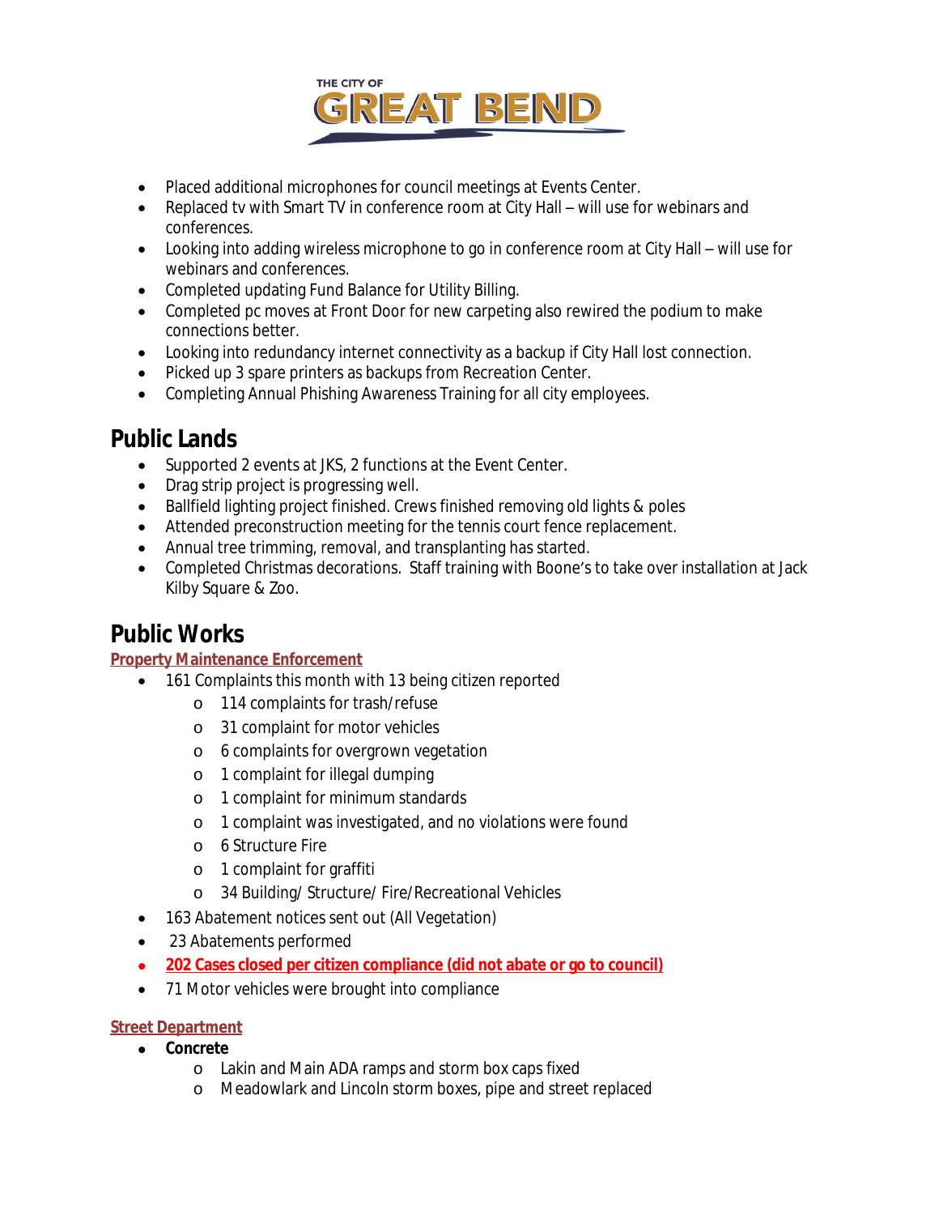- Placed additional microphones for council meetings at Events Center.
- Replaced tv with Smart TV in conference room at City Hall – will use for webinars and conferences.
- Looking into adding wireless microphone to go in conference room at City Hall – will use for webinars and conferences.
- Completed updating Fund Balance for Utility Billing.
- Completed pc moves at Front Door for new carpeting also rewired the podium to make connections better.
- Looking into redundancy internet connectivity as a backup if City Hall lost connection.
- Picked up 3 spare printers as backups from Recreation Center.
- Completing Annual Phishing Awareness Training for all city employees.

# Public Lands

- Supported 2 events at JKS, 2 functions at the Event Center.
- Drag strip project is progressing well.
- Ballfield lighting project finished. Crews finished removing old lights & poles
- Attended preconstruction meeting for the tennis court fence replacement.
- Annual tree trimming, removal, and transplanting has started.
- Completed Christmas decorations. Staff training with Boone's to take over installation at Jack Kilby Square & Zoo.

# Public Works

**Property Maintenance Enforcement**

- 161 Complaints this month with 13 being citizen reported
  - 114 complaints for trash/refuse
  - 31 complaint for motor vehicles
  - 6 complaints for overgrown vegetation
  - 1 complaint for illegal dumping
  - 1 complaint for minimum standards
  - 1 complaint was investigated, and no violations were found
  - 6 Structure Fire
  - 1 complaint for graffiti
  - 34 Building/ Structure/ Fire/Recreational Vehicles
- 163 Abatement notices sent out (All Vegetation)
- 23 Abatements performed
- **202 Cases closed per citizen compliance (did not abate or go to council)**
- 71 Motor vehicles were brought into compliance

**Street Department**

- **Concrete**
  - Lakin and Main ADA ramps and storm box caps fixed
  - Meadowlark and Lincoln storm boxes, pipe and street replaced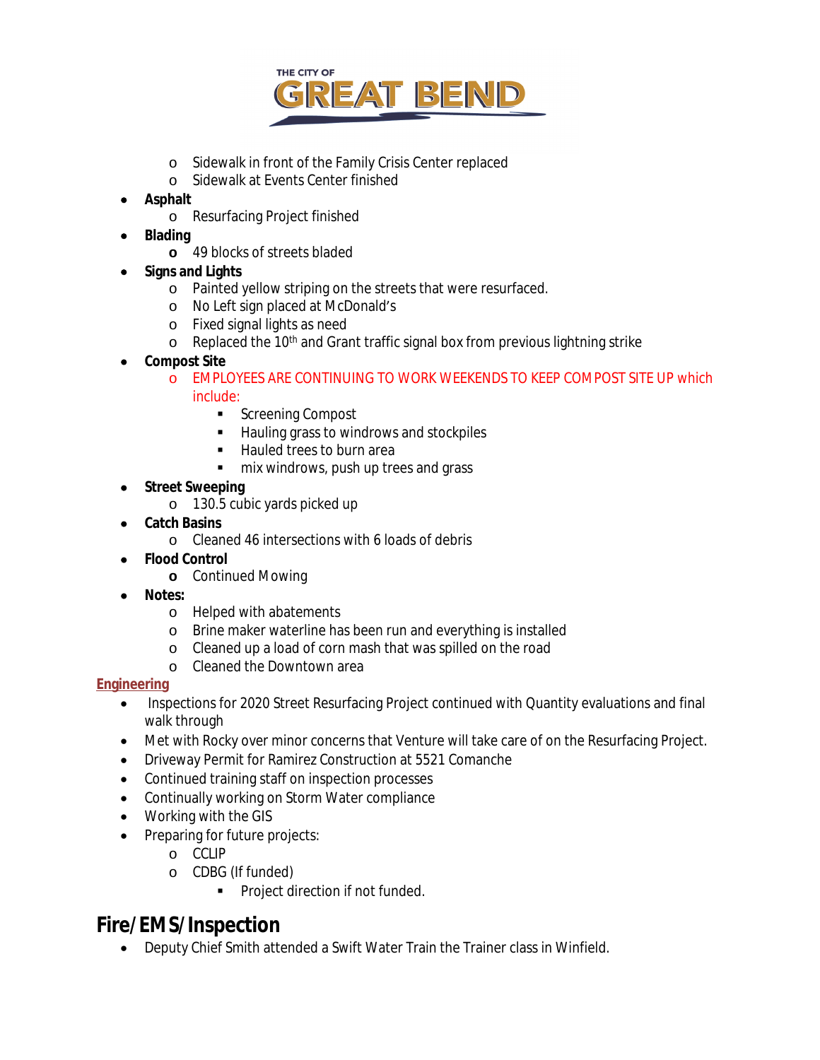- Sidewalk in front of the Family Crisis Center replaced
  - Sidewalk at Events Center finished
- **Asphalt**
  - Resurfacing Project finished
- **Blading**
  - 49 blocks of streets bladed
- **Signs and Lights**
  - Painted yellow striping on the streets that were resurfaced.
  - No Left sign placed at McDonald's
  - Fixed signal lights as need
  - Replaced the 10th and Grant traffic signal box from previous lightning strike
- **Compost Site**
  - EMPLOYEES ARE CONTINUING TO WORK WEEKENDS TO KEEP COMPOST SITE UP which include:
    - Screening Compost
    - Hauling grass to windrows and stockpiles
    - Hauled trees to burn area
    - mix windrows, push up trees and grass
- **Street Sweeping**
  - 130.5 cubic yards picked up
- **Catch Basins**
  - Cleaned 46 intersections with 6 loads of debris
- **Flood Control**
  - Continued Mowing
- **Notes:**
  - Helped with abatements
  - Brine maker waterline has been run and everything is installed
  - Cleaned up a load of corn mash that was spilled on the road
  - Cleaned the Downtown area

**Engineering**

- Inspections for 2020 Street Resurfacing Project continued with Quantity evaluations and final walk through
- Met with Rocky over minor concerns that Venture will take care of on the Resurfacing Project.
- Driveway Permit for Ramirez Construction at 5521 Comanche
- Continued training staff on inspection processes
- Continually working on Storm Water compliance
- Working with the GIS
- Preparing for future projects:
  - CCLIP
  - CDBG (If funded)
    - Project direction if not funded.

## Fire/EMS/Inspection

- Deputy Chief Smith attended a Swift Water Train the Trainer class in Winfield.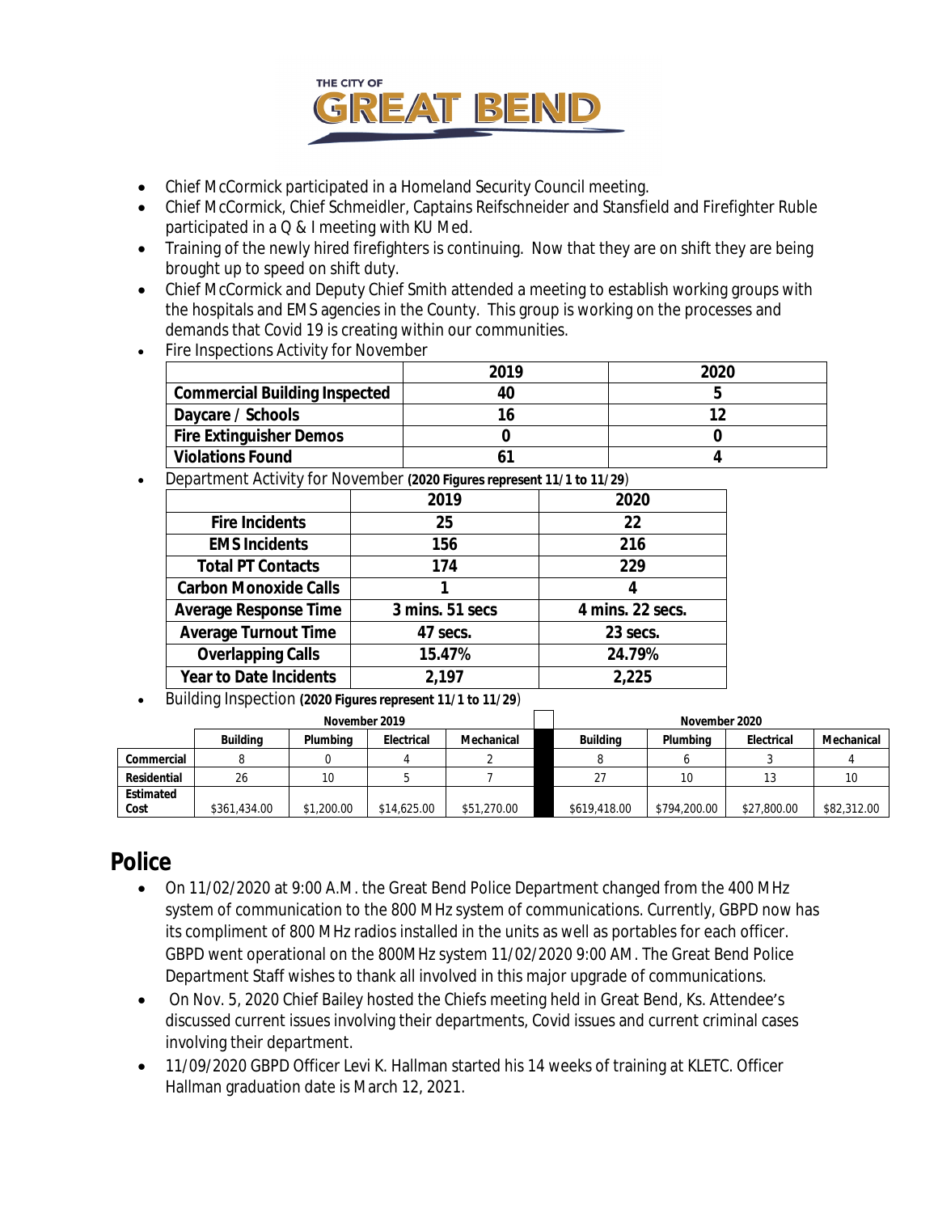- Chief McCormick participated in a Homeland Security Council meeting.
- Chief McCormick, Chief Schmeidler, Captains Reifschneider and Stansfield and Firefighter Ruble participated in a Q & I meeting with KU Med.
- Training of the newly hired firefighters is continuing. Now that they are on shift they are being brought up to speed on shift duty.
- Chief McCormick and Deputy Chief Smith attended a meeting to establish working groups with the hospitals and EMS agencies in the County. This group is working on the processes and demands that Covid 19 is creating within our communities.
- Fire Inspections Activity for November

| | 2019 | 2020 |
|---|---|---|
| **Commercial Building Inspected** | 40 | 5 |
| **Daycare / Schools** | 16 | 12 |
| **Fire Extinguisher Demos** | 0 | 0 |
| **Violations Found** | 61 | 4 |

- Department Activity for November **(2020 Figures represent 11/1 to 11/29)**

| | 2019 | 2020 |
|---|---|---|
| **Fire Incidents** | 25 | 22 |
| **EMS Incidents** | 156 | 216 |
| **Total PT Contacts** | 174 | 229 |
| **Carbon Monoxide Calls** | 1 | 4 |
| **Average Response Time** | 3 mins. 51 secs | 4 mins. 22 secs. |
| **Average Turnout Time** | 47 secs. | 23 secs. |
| **Overlapping Calls** | 15.47% | 24.79% |
| **Year to Date Incidents** | 2,197 | 2,225 |

- Building Inspection **(2020 Figures represent 11/1 to 11/29)**

| | November 2019 | | | | | November 2020 | | | |
|---|---|---|---|---|---|---|---|---|---|
| | **Building** | **Plumbing** | **Electrical** | **Mechanical** | | **Building** | **Plumbing** | **Electrical** | **Mechanical** |
| **Commercial** | 8 | 0 | 4 | 2 | | 8 | 6 | 3 | 4 |
| **Residential** | 26 | 10 | 5 | 7 | | 27 | 10 | 13 | 10 |
| **Estimated Cost** | $361,434.00 | $1,200.00 | $14,625.00 | $51,270.00 | | $619,418.00 | $794,200.00 | $27,800.00 | $82,312.00 |

## Police

- On 11/02/2020 at 9:00 A.M. the Great Bend Police Department changed from the 400 MHz system of communication to the 800 MHz system of communications. Currently, GBPD now has its compliment of 800 MHz radios installed in the units as well as portables for each officer. GBPD went operational on the 800MHz system 11/02/2020 9:00 AM. The Great Bend Police Department Staff wishes to thank all involved in this major upgrade of communications.
- On Nov. 5, 2020 Chief Bailey hosted the Chiefs meeting held in Great Bend, Ks. Attendee's discussed current issues involving their departments, Covid issues and current criminal cases involving their department.
- 11/09/2020 GBPD Officer Levi K. Hallman started his 14 weeks of training at KLETC. Officer Hallman graduation date is March 12, 2021.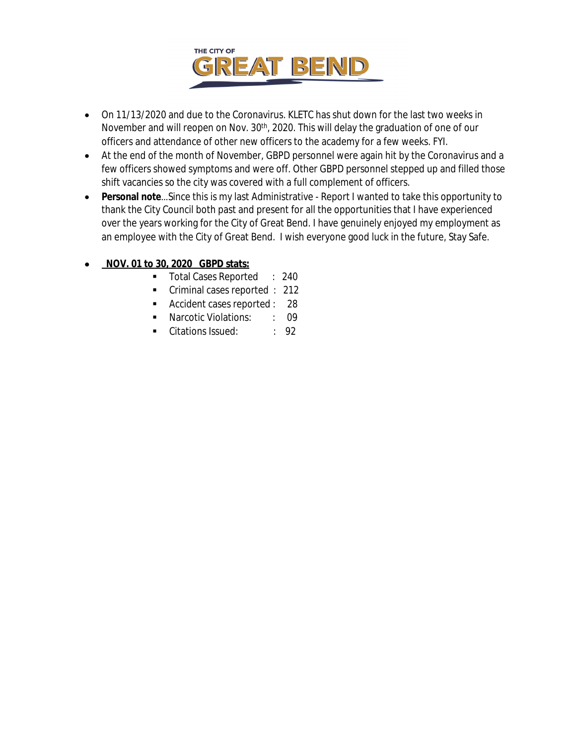- On 11/13/2020 and due to the Coronavirus. KLETC has shut down for the last two weeks in November and will reopen on Nov. 30th, 2020. This will delay the graduation of one of our officers and attendance of other new officers to the academy for a few weeks. FYI.
- At the end of the month of November, GBPD personnel were again hit by the Coronavirus and a few officers showed symptoms and were off. Other GBPD personnel stepped up and filled those shift vacancies so the city was covered with a full complement of officers.
- **Personal note**...Since this is my last Administrative - Report I wanted to take this opportunity to thank the City Council both past and present for all the opportunities that I have experienced over the years working for the City of Great Bend. I have genuinely enjoyed my employment as an employee with the City of Great Bend. I wish everyone good luck in the future, Stay Safe.

- **NOV. 01 to 30, 2020 GBPD stats:**
  - Total Cases Reported : 240
  - Criminal cases reported : 212
  - Accident cases reported : 28
  - Narcotic Violations: : 09
  - Citations Issued: : 92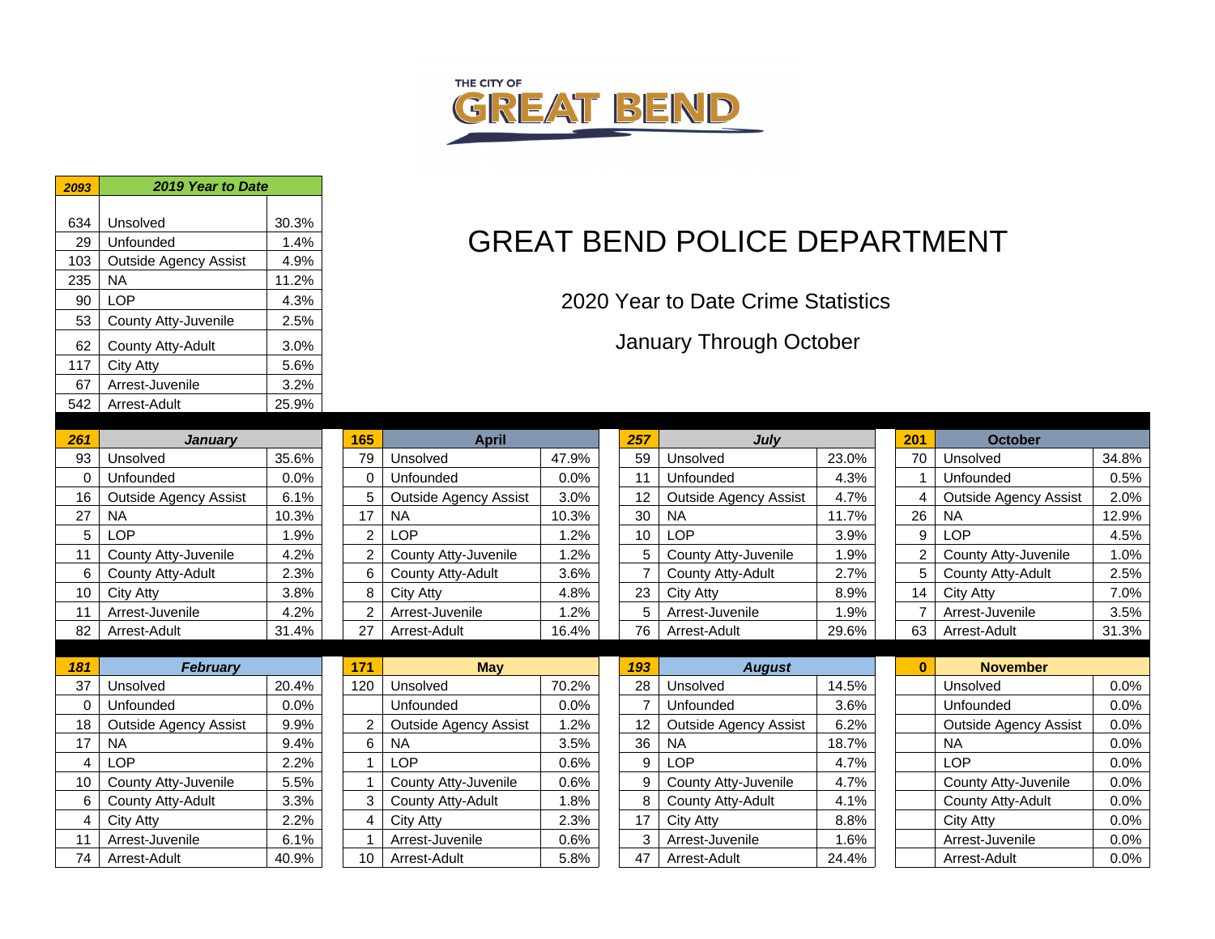THE CITY OF GREAT BEND

# GREAT BEND POLICE DEPARTMENT

## 2020 Year to Date Crime Statistics

## January Through October

| 2093 | 2019 Year to Date | |
|---|---|---|
| 634 | Unsolved | 30.3% |
| 29 | Unfounded | 1.4% |
| 103 | Outside Agency Assist | 4.9% |
| 235 | NA | 11.2% |
| 90 | LOP | 4.3% |
| 53 | County Atty-Juvenile | 2.5% |
| 62 | County Atty-Adult | 3.0% |
| 117 | City Atty | 5.6% |
| 67 | Arrest-Juvenile | 3.2% |
| 542 | Arrest-Adult | 25.9% |

| 261 | January | |
|---|---|---|
| 93 | Unsolved | 35.6% |
| 0 | Unfounded | 0.0% |
| 16 | Outside Agency Assist | 6.1% |
| 27 | NA | 10.3% |
| 5 | LOP | 1.9% |
| 11 | County Atty-Juvenile | 4.2% |
| 6 | County Atty-Adult | 2.3% |
| 10 | City Atty | 3.8% |
| 11 | Arrest-Juvenile | 4.2% |
| 82 | Arrest-Adult | 31.4% |

| 181 | February | |
|---|---|---|
| 37 | Unsolved | 20.4% |
| 0 | Unfounded | 0.0% |
| 18 | Outside Agency Assist | 9.9% |
| 17 | NA | 9.4% |
| 4 | LOP | 2.2% |
| 10 | County Atty-Juvenile | 5.5% |
| 6 | County Atty-Adult | 3.3% |
| 4 | City Atty | 2.2% |
| 11 | Arrest-Juvenile | 6.1% |
| 74 | Arrest-Adult | 40.9% |

| 165 | April | |
|---|---|---|
| 79 | Unsolved | 47.9% |
| 0 | Unfounded | 0.0% |
| 5 | Outside Agency Assist | 3.0% |
| 17 | NA | 10.3% |
| 2 | LOP | 1.2% |
| 2 | County Atty-Juvenile | 1.2% |
| 6 | County Atty-Adult | 3.6% |
| 8 | City Atty | 4.8% |
| 2 | Arrest-Juvenile | 1.2% |
| 27 | Arrest-Adult | 16.4% |

| 171 | May | |
|---|---|---|
| 120 | Unsolved | 70.2% |
| | Unfounded | 0.0% |
| 2 | Outside Agency Assist | 1.2% |
| 6 | NA | 3.5% |
| 1 | LOP | 0.6% |
| 1 | County Atty-Juvenile | 0.6% |
| 3 | County Atty-Adult | 1.8% |
| 4 | City Atty | 2.3% |
| 1 | Arrest-Juvenile | 0.6% |
| 10 | Arrest-Adult | 5.8% |

| 257 | July | |
|---|---|---|
| 59 | Unsolved | 23.0% |
| 11 | Unfounded | 4.3% |
| 12 | Outside Agency Assist | 4.7% |
| 30 | NA | 11.7% |
| 10 | LOP | 3.9% |
| 5 | County Atty-Juvenile | 1.9% |
| 7 | County Atty-Adult | 2.7% |
| 23 | City Atty | 8.9% |
| 5 | Arrest-Juvenile | 1.9% |
| 76 | Arrest-Adult | 29.6% |

| 193 | August | |
|---|---|---|
| 28 | Unsolved | 14.5% |
| 7 | Unfounded | 3.6% |
| 12 | Outside Agency Assist | 6.2% |
| 36 | NA | 18.7% |
| 9 | LOP | 4.7% |
| 9 | County Atty-Juvenile | 4.7% |
| 8 | County Atty-Adult | 4.1% |
| 17 | City Atty | 8.8% |
| 3 | Arrest-Juvenile | 1.6% |
| 47 | Arrest-Adult | 24.4% |

| 201 | October | |
|---|---|---|
| 70 | Unsolved | 34.8% |
| 1 | Unfounded | 0.5% |
| 4 | Outside Agency Assist | 2.0% |
| 26 | NA | 12.9% |
| 9 | LOP | 4.5% |
| 2 | County Atty-Juvenile | 1.0% |
| 5 | County Atty-Adult | 2.5% |
| 14 | City Atty | 7.0% |
| 7 | Arrest-Juvenile | 3.5% |
| 63 | Arrest-Adult | 31.3% |

| 0 | November | |
|---|---|---|
| | Unsolved | 0.0% |
| | Unfounded | 0.0% |
| | Outside Agency Assist | 0.0% |
| | NA | 0.0% |
| | LOP | 0.0% |
| | County Atty-Juvenile | 0.0% |
| | County Atty-Adult | 0.0% |
| | City Atty | 0.0% |
| | Arrest-Juvenile | 0.0% |
| | Arrest-Adult | 0.0% |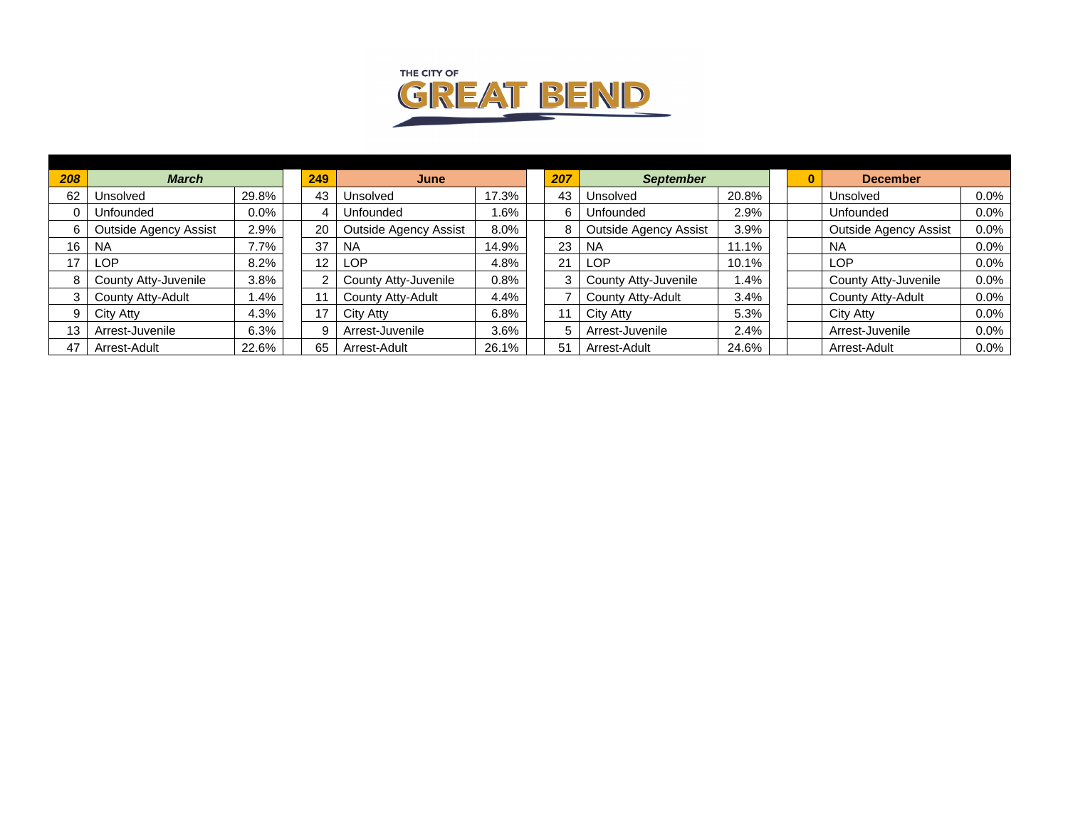THE CITY OF
# GREAT BEND

| 208 | March | | | 249 | June | | | 207 | September | | | 0 | December | |
|---|---|---|---|---|---|---|---|---|---|---|---|---|---|---|
| 62 | Unsolved | 29.8% | | 43 | Unsolved | 17.3% | | 43 | Unsolved | 20.8% | | | Unsolved | 0.0% |
| 0 | Unfounded | 0.0% | | 4 | Unfounded | 1.6% | | 6 | Unfounded | 2.9% | | | Unfounded | 0.0% |
| 6 | Outside Agency Assist | 2.9% | | 20 | Outside Agency Assist | 8.0% | | 8 | Outside Agency Assist | 3.9% | | | Outside Agency Assist | 0.0% |
| 16 | NA | 7.7% | | 37 | NA | 14.9% | | 23 | NA | 11.1% | | | NA | 0.0% |
| 17 | LOP | 8.2% | | 12 | LOP | 4.8% | | 21 | LOP | 10.1% | | | LOP | 0.0% |
| 8 | County Atty-Juvenile | 3.8% | | 2 | County Atty-Juvenile | 0.8% | | 3 | County Atty-Juvenile | 1.4% | | | County Atty-Juvenile | 0.0% |
| 3 | County Atty-Adult | 1.4% | | 11 | County Atty-Adult | 4.4% | | 7 | County Atty-Adult | 3.4% | | | County Atty-Adult | 0.0% |
| 9 | City Atty | 4.3% | | 17 | City Atty | 6.8% | | 11 | City Atty | 5.3% | | | City Atty | 0.0% |
| 13 | Arrest-Juvenile | 6.3% | | 9 | Arrest-Juvenile | 3.6% | | 5 | Arrest-Juvenile | 2.4% | | | Arrest-Juvenile | 0.0% |
| 47 | Arrest-Adult | 22.6% | | 65 | Arrest-Adult | 26.1% | | 51 | Arrest-Adult | 24.6% | | | Arrest-Adult | 0.0% |